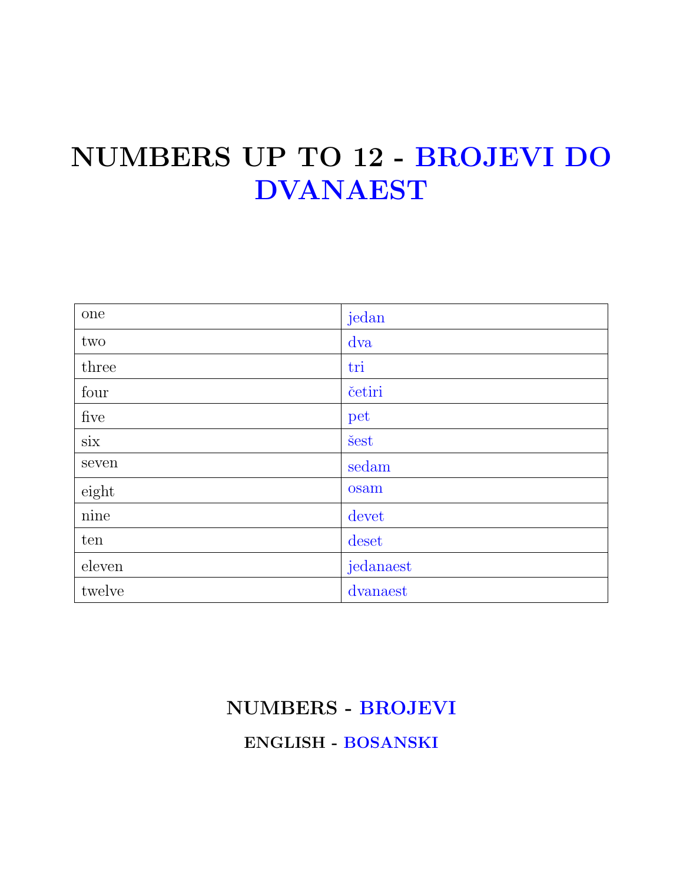# NUMBERS UP TO 12 - BROJEVI DO DVANAEST

| | |
|---|---|
| one | jedan |
| two | dva |
| three | tri |
| four | četiri |
| five | pet |
| six | šest |
| seven | sedam |
| eight | osam |
| nine | devet |
| ten | deset |
| eleven | jedanaest |
| twelve | dvanaest |

## NUMBERS - BROJEVI

### ENGLISH - BOSANSKI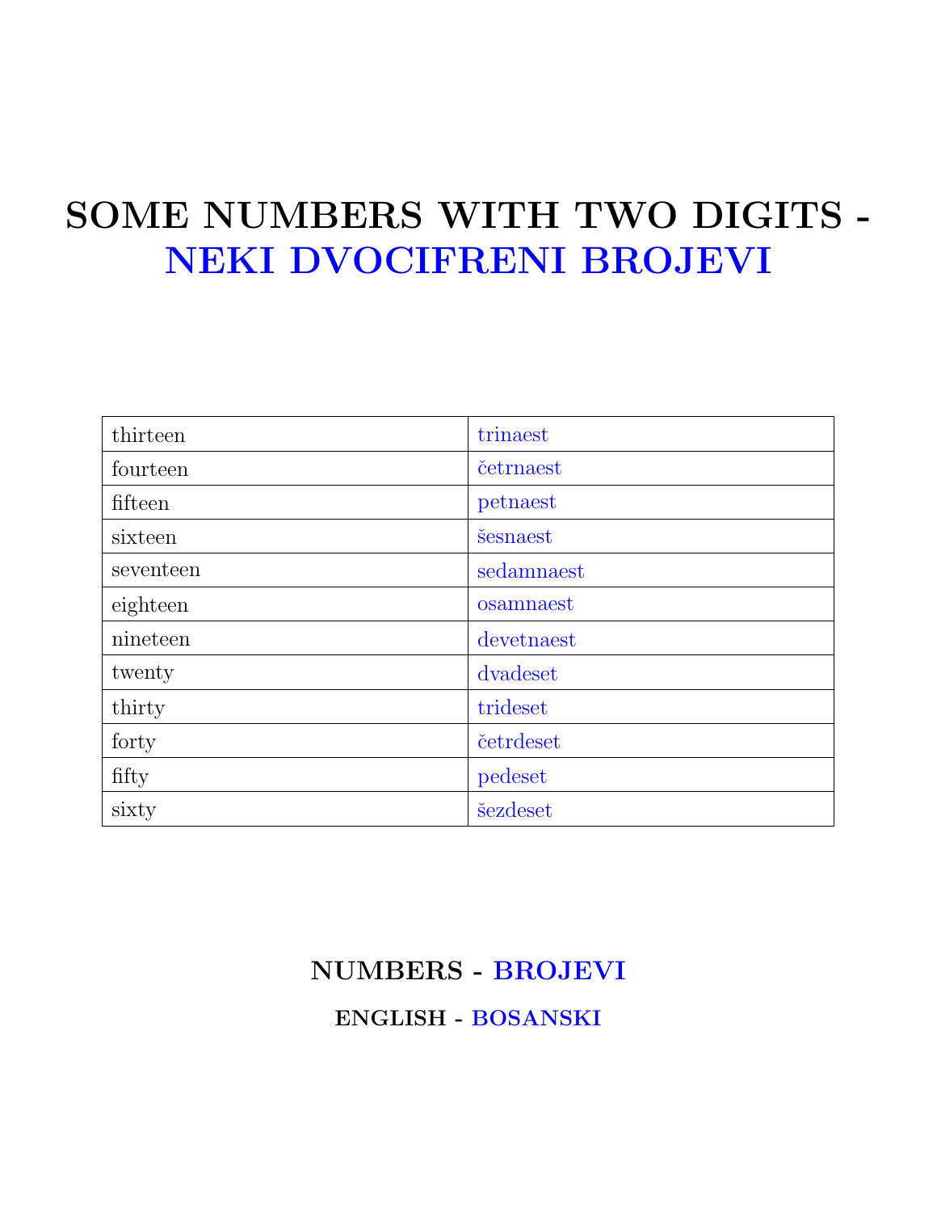# SOME NUMBERS WITH TWO DIGITS - NEKI DVOCIFRENI BROJEVI

| thirteen | trinaest |
| --- | --- |
| fourteen | četrnaest |
| fifteen | petnaest |
| sixteen | šesnaest |
| seventeen | sedamnaest |
| eighteen | osamnaest |
| nineteen | devetnaest |
| twenty | dvadeset |
| thirty | trideset |
| forty | četrdeset |
| fifty | pedeset |
| sixty | šezdeset |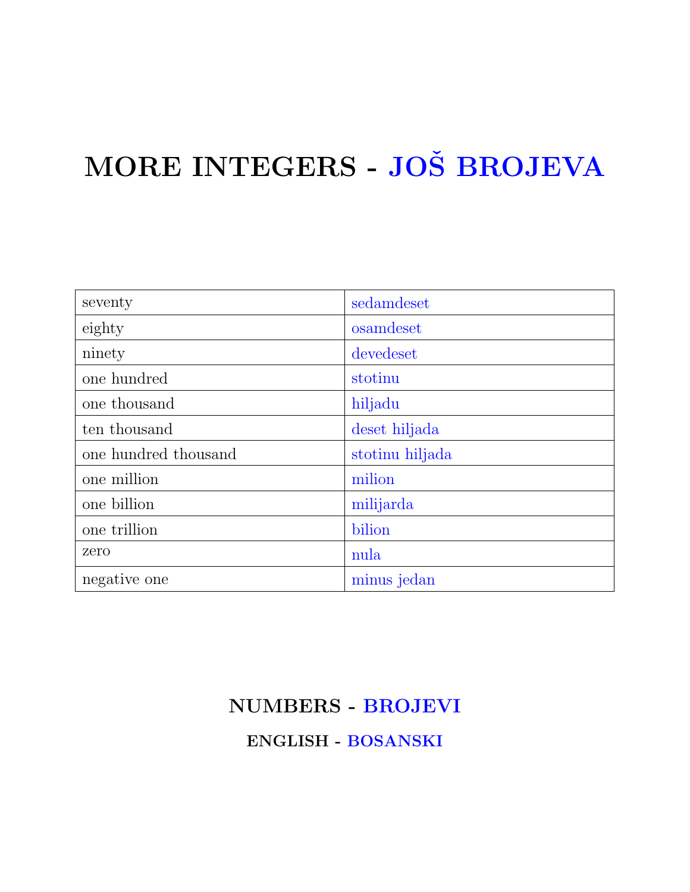# MORE INTEGERS - JOŠ BROJEVA

| seventy | sedamdeset |
|---|---|
| eighty | osamdeset |
| ninety | devedeset |
| one hundred | stotinu |
| one thousand | hiljadu |
| ten thousand | deset hiljada |
| one hundred thousand | stotinu hiljada |
| one million | milion |
| one billion | milijarda |
| one trillion | bilion |
| zero | nula |
| negative one | minus jedan |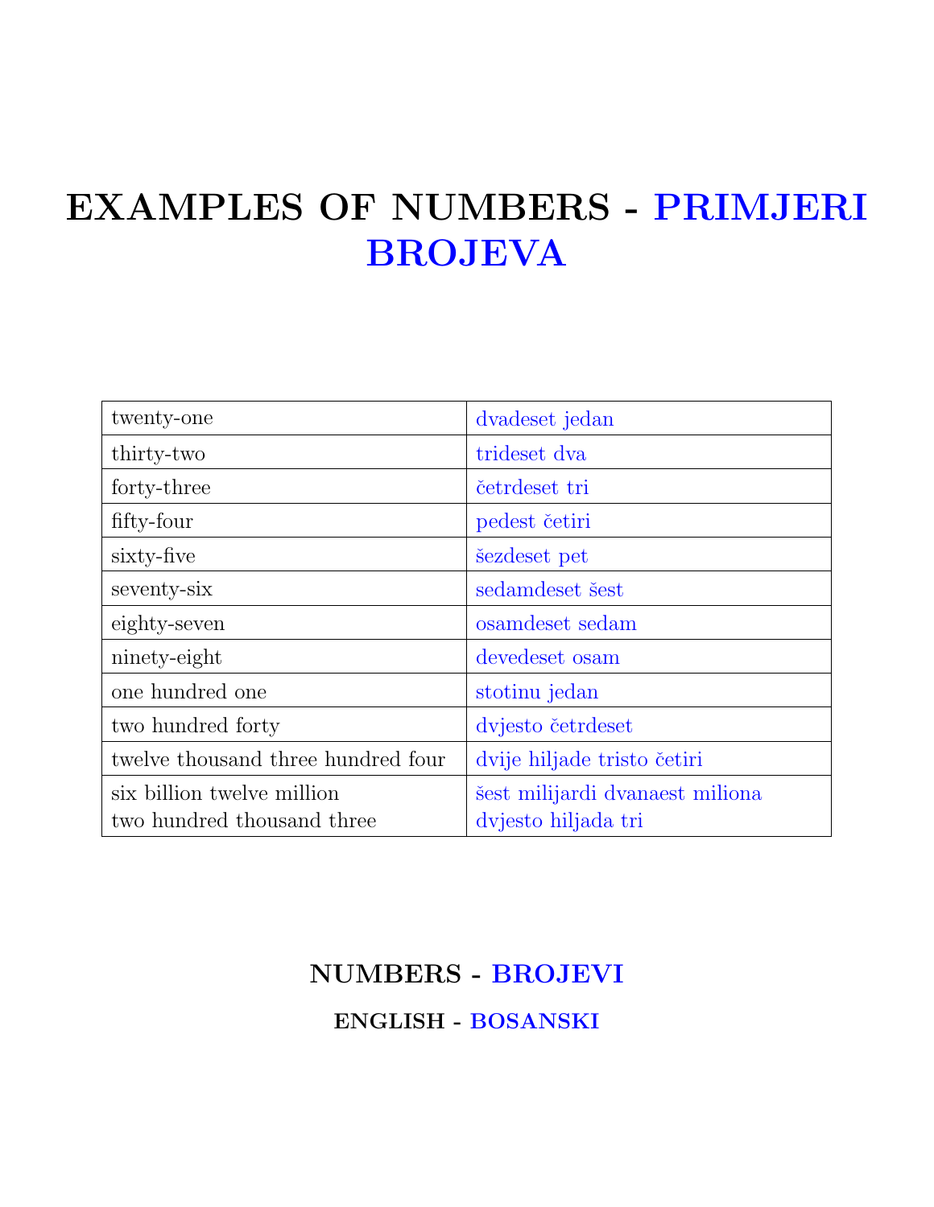# EXAMPLES OF NUMBERS - PRIMJERI BROJEVA

| | |
|---|---|
| twenty-one | dvadeset jedan |
| thirty-two | trideset dva |
| forty-three | četrdeset tri |
| fifty-four | pedest četiri |
| sixty-five | šezdeset pet |
| seventy-six | sedamdeset šest |
| eighty-seven | osamdeset sedam |
| ninety-eight | devedeset osam |
| one hundred one | stotinu jedan |
| two hundred forty | dvjesto četrdeset |
| twelve thousand three hundred four | dvije hiljade tristo četiri |
| six billion twelve million two hundred thousand three | šest milijardi dvanaest miliona dvjesto hiljada tri |

## NUMBERS - BROJEVI

### ENGLISH - BOSANSKI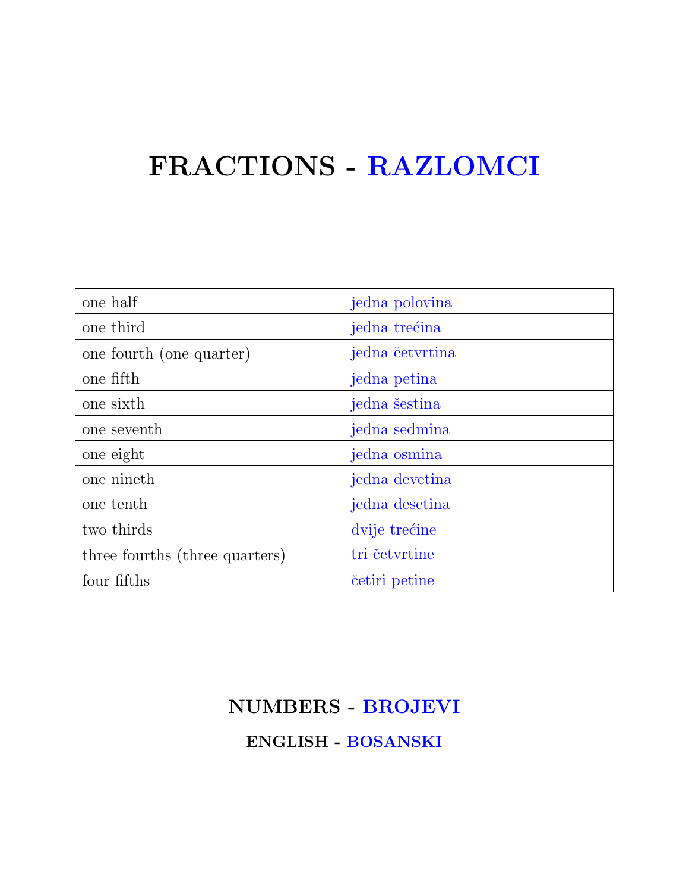# FRACTIONS - RAZLOMCI

| one half | jedna polovina |
|---|---|
| one third | jedna trećina |
| one fourth (one quarter) | jedna četvrtina |
| one fifth | jedna petina |
| one sixth | jedna šestina |
| one seventh | jedna sedmina |
| one eight | jedna osmina |
| one nineth | jedna devetina |
| one tenth | jedna desetina |
| two thirds | dvije trećine |
| three fourths (three quarters) | tri četvrtine |
| four fifths | četiri petine |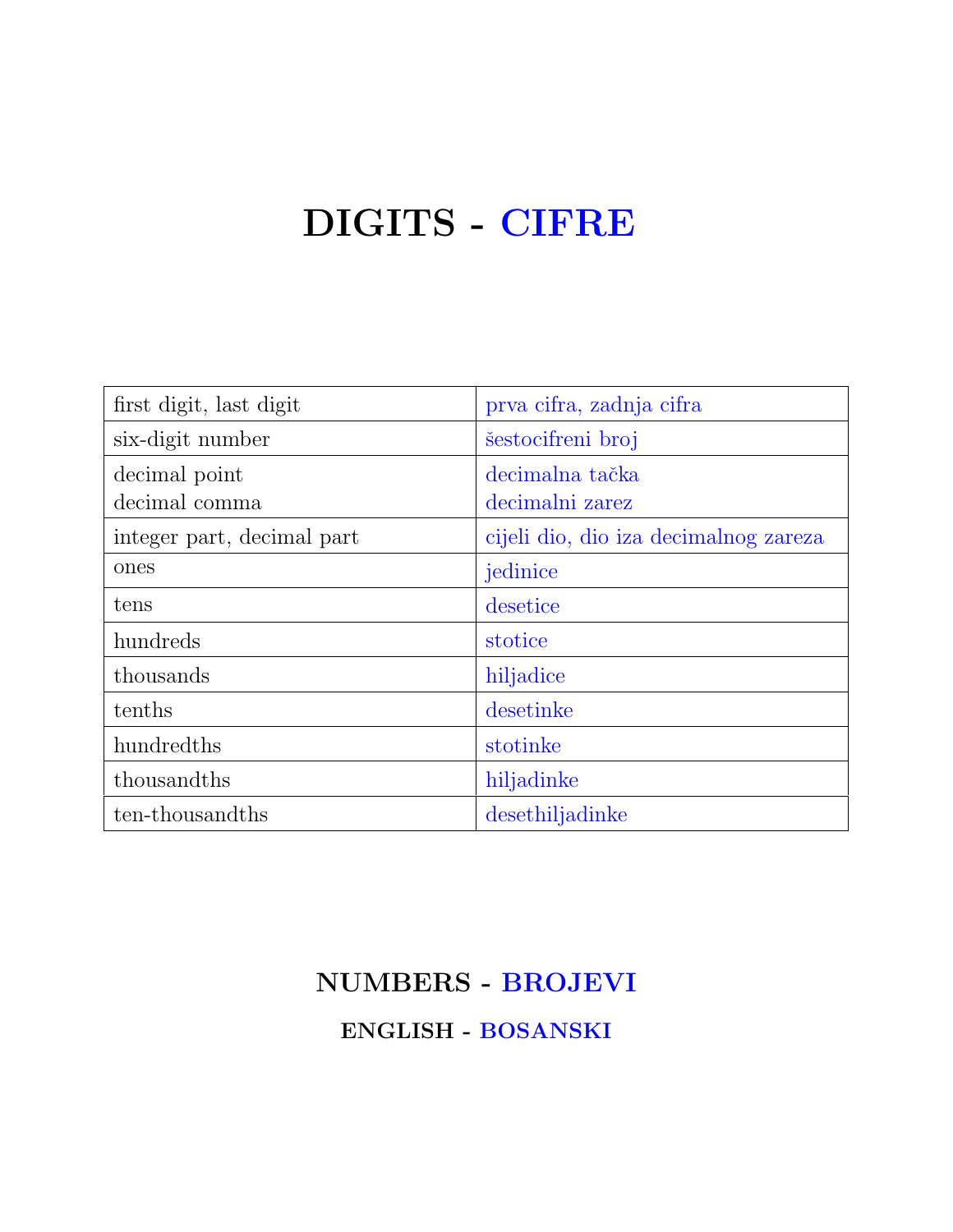# DIGITS - CIFRE

| first digit, last digit | prva cifra, zadnja cifra |
|---|---|
| six-digit number | šestocifreni broj |
| decimal point<br>decimal comma | decimalna tačka<br>decimalni zarez |
| integer part, decimal part | cijeli dio, dio iza decimalnog zareza |
| ones | jedinice |
| tens | desetice |
| hundreds | stotice |
| thousands | hiljadice |
| tenths | desetinke |
| hundredths | stotinke |
| thousandths | hiljadinke |
| ten-thousandths | desethiljadinke |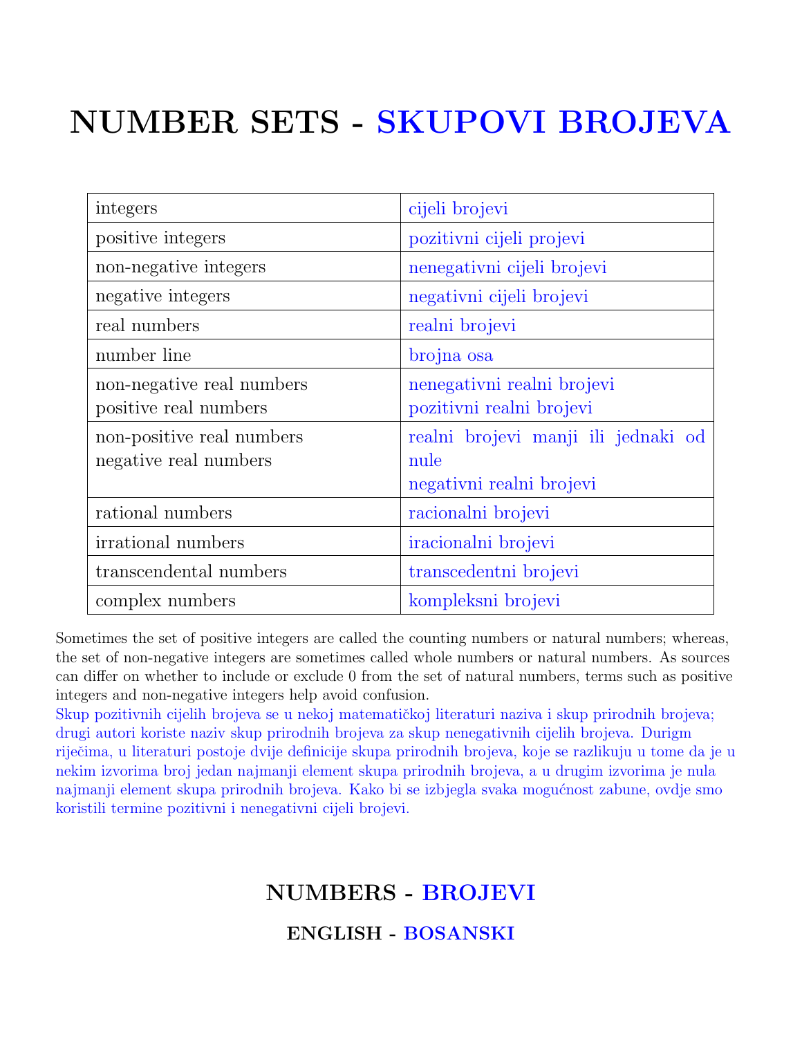# NUMBER SETS - SKUPOVI BROJEVA

| | |
|---|---|
| integers | cijeli brojevi |
| positive integers | pozitivni cijeli projevi |
| non-negative integers | nenegativni cijeli brojevi |
| negative integers | negativni cijeli brojevi |
| real numbers | realni brojevi |
| number line | brojna osa |
| non-negative real numbers<br>positive real numbers | nenegativni realni brojevi<br>pozitivni realni brojevi |
| non-positive real numbers<br>negative real numbers | realni brojevi manji ili jednaki od nule<br>negativni realni brojevi |
| rational numbers | racionalni brojevi |
| irrational numbers | iracionalni brojevi |
| transcendental numbers | transcedentni brojevi |
| complex numbers | kompleksni brojevi |

Sometimes the set of positive integers are called the counting numbers or natural numbers; whereas, the set of non-negative integers are sometimes called whole numbers or natural numbers. As sources can differ on whether to include or exclude 0 from the set of natural numbers, terms such as positive integers and non-negative integers help avoid confusion.

Skup pozitivnih cijelih brojeva se u nekoj matematičkoj literaturi naziva i skup prirodnih brojeva; drugi autori koriste naziv skup prirodnih brojeva za skup nenegativnih cijelih brojeva. Durigm riječima, u literaturi postoje dvije definicije skupa prirodnih brojeva, koje se razlikuju u tome da je u nekim izvorima broj jedan najmanji element skupa prirodnih brojeva, a u drugim izvorima je nula najmanji element skupa prirodnih brojeva. Kako bi se izbjegla svaka mogućnost zabune, ovdje smo koristili termine pozitivni i nenegativni cijeli brojevi.

## NUMBERS - BROJEVI

### ENGLISH - BOSANSKI